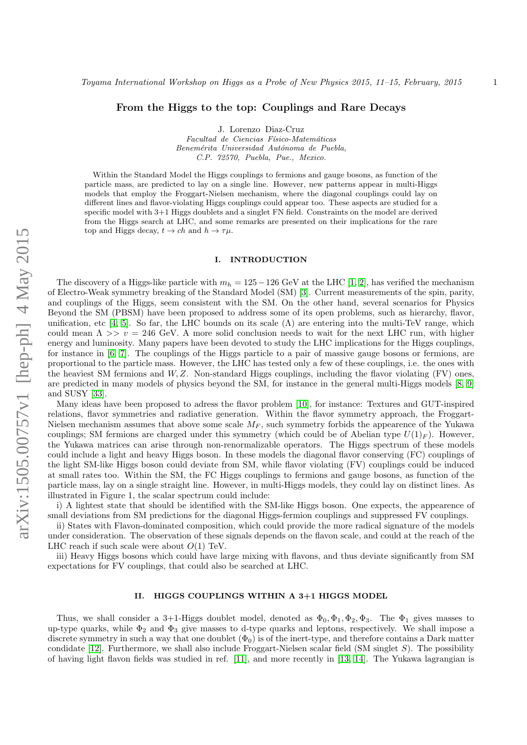# From the Higgs to the top: Couplings and Rare Decays

J. Lorenzo Diaz-Cruz

*Facultad de Ciencias Físico-Matemáticas*
*Benemérita Universidad Autónoma de Puebla,*
*C.P. 72570, Puebla, Pue., Mexico.*

Within the Standard Model the Higgs couplings to fermions and gauge bosons, as function of the particle mass, are predicted to lay on a single line. However, new patterns appear in multi-Higgs models that employ the Froggart-Nielsen mechanism, where the diagonal couplings could lay on different lines and flavor-violating Higgs couplings could appear too. These aspects are studied for a specific model with 3+1 Higgs doublets and a singlet FN field. Constraints on the model are derived from the Higgs search at LHC, and some remarks are presented on their implications for the rare top and Higgs decay, $t \to ch$ and $h \to \tau\mu$.

## I. INTRODUCTION

The discovery of a Higgs-like particle with $m_h = 125-126$ GeV at the LHC [1, 2], has verified the mechanism of Electro-Weak symmetry breaking of the Standard Model (SM) [3]. Current measurements of the spin, parity, and couplings of the Higgs, seem consistent with the SM. On the other hand, several scenarios for Physics Beyond the SM (PBSM) have been proposed to address some of its open problems, such as hierarchy, flavor, unification, etc [4, 5]. So far, the LHC bounds on its scale ($\Lambda$) are entering into the multi-TeV range, which could mean $\Lambda >> v = 246$ GeV. A more solid conclusion needs to wait for the next LHC run, with higher energy and luminosity. Many papers have been devoted to study the LHC implications for the Higgs couplings, for instance in [6, 7]. The couplings of the Higgs particle to a pair of massive gauge bosons or fermions, are proportional to the particle mass. However, the LHC has tested only a few of these couplings, i.e. the ones with the heaviest SM fermions and $W, Z$. Non-standard Higgs couplings, including the flavor violating (FV) ones, are predicted in many models of physics beyond the SM, for instance in the general multi-Higgs models [8, 9] and SUSY [33].

Many ideas have been proposed to adress the flavor problem [10], for instance: Textures and GUT-inspired relations, flavor symmetries and radiative generation. Within the flavor symmetry approach, the Froggart-Nielsen mechanism assumes that above some scale $M_F$, such symmetry forbids the appearence of the Yukawa couplings; SM fermions are charged under this symmetry (which could be of Abelian type $U(1)_F$). However, the Yukawa matrices can arise through non-renormalizable operators. The Higgs spectrum of these models could include a light and heavy Higgs boson. In these models the diagonal flavor conserving (FC) couplings of the light SM-like Higgs boson could deviate from SM, while flavor violating (FV) couplings could be induced at small rates too. Within the SM, the FC Higgs couplings to fermions and gauge bosons, as function of the particle mass, lay on a single straight line. However, in multi-Higgs models, they could lay on distinct lines. As illustrated in Figure 1, the scalar spectrum could include:

i) A lightest state that should be identified with the SM-like Higgs boson. One expects, the appearence of small deviations from SM predictions for the diagonal Higgs-fermion couplings and suppressed FV couplings.

ii) States with Flavon-dominated composition, which could provide the more radical signature of the models under consideration. The observation of these signals depends on the flavon scale, and could at the reach of the LHC reach if such scale were about $O(1)$ TeV.

iii) Heavy Higgs bosons which could have large mixing with flavons, and thus deviate significantly from SM expectations for FV couplings, that could also be searched at LHC.

## II. HIGGS COUPLINGS WITHIN A 3+1 HIGGS MODEL

Thus, we shall consider a 3+1-Higgs doublet model, denoted as $\Phi_0, \Phi_1, \Phi_2, \Phi_3$. The $\Phi_1$ gives masses to up-type quarks, while $\Phi_2$ and $\Phi_3$ give masses to d-type quarks and leptons, respectively. We shall impose a discrete symmetry in such a way that one doublet ($\Phi_0$) is of the inert-type, and therefore contains a Dark matter condidate [12]. Furthermore, we shall also include Froggart-Nielsen scalar field (SM singlet $S$). The possibility of having light flavon fields was studied in ref. [11], and more recently in [13, 14]. The Yukawa lagrangian is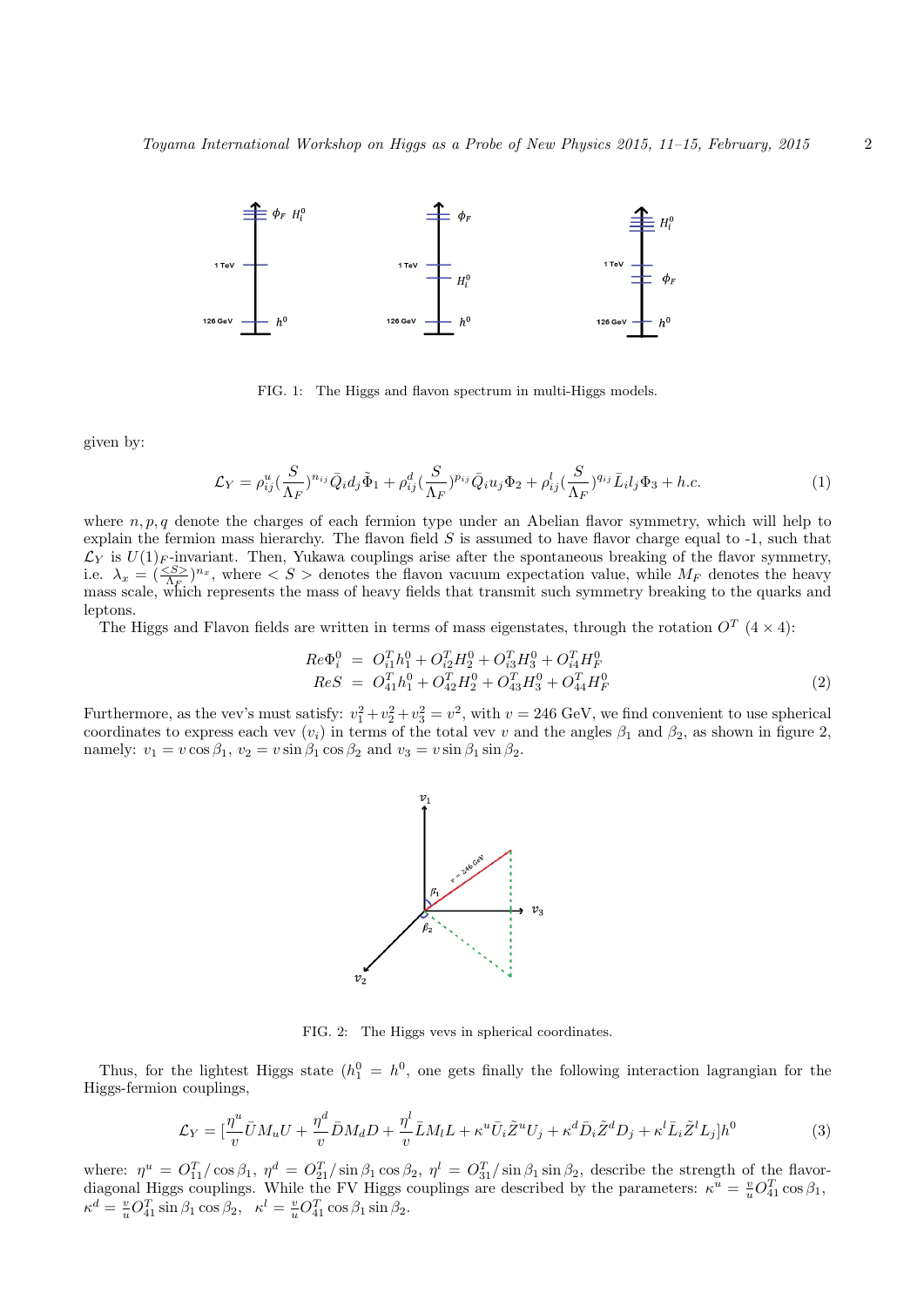FIG. 1: The Higgs and flavon spectrum in multi-Higgs models.

given by:

$$\mathcal{L}_Y = \rho^u_{ij}(\frac{S}{\Lambda_F})^{n_{ij}}\bar{Q}_i d_j \tilde{\Phi}_1 + \rho^d_{ij}(\frac{S}{\Lambda_F})^{p_{ij}}\bar{Q}_i u_j \Phi_2 + \rho^l_{ij}(\frac{S}{\Lambda_F})^{q_{ij}}\bar{L}_i l_j \Phi_3 + h.c. \tag{1}$$

where $n, p, q$ denote the charges of each fermion type under an Abelian flavor symmetry, which will help to explain the fermion mass hierarchy. The flavon field $S$ is assumed to have flavor charge equal to -1, such that $\mathcal{L}_Y$ is $U(1)_F$-invariant. Then, Yukawa couplings arise after the spontaneous breaking of the flavor symmetry, i.e. $\lambda_x = (\frac{<S>}{\Lambda_F})^{n_x}$, where $< S >$ denotes the flavon vacuum expectation value, while $M_F$ denotes the heavy mass scale, which represents the mass of heavy fields that transmit such symmetry breaking to the quarks and leptons.

The Higgs and Flavon fields are written in terms of mass eigenstates, through the rotation $O^T$ $(4\times 4)$:

$$\begin{aligned} Re\Phi^0_i &= O^T_{i1}h^0_1 + O^T_{i2}H^0_2 + O^T_{i3}H^0_3 + O^T_{i4}H^0_F \\ ReS &= O^T_{41}h^0_1 + O^T_{42}H^0_2 + O^T_{43}H^0_3 + O^T_{44}H^0_F \end{aligned} \tag{2}$$

Furthermore, as the vev's must satisfy: $v_1^2 + v_2^2 + v_3^2 = v^2$, with $v = 246$ GeV, we find convenient to use spherical coordinates to express each vev ($v_i$) in terms of the total vev $v$ and the angles $\beta_1$ and $\beta_2$, as shown in figure 2, namely: $v_1 = v\cos\beta_1$, $v_2 = v\sin\beta_1\cos\beta_2$ and $v_3 = v\sin\beta_1\sin\beta_2$.

FIG. 2: The Higgs vevs in spherical coordinates.

Thus, for the lightest Higgs state ($h^0_1 = h^0$, one gets finally the following interaction lagrangian for the Higgs-fermion couplings,

$$\mathcal{L}_Y = [\frac{\eta^u}{v}\bar{U}M_uU + \frac{\eta^d}{v}\bar{D}M_dD + \frac{\eta^l}{v}\bar{L}M_lL + \kappa^u\bar{U}_i\tilde{Z}^uU_j + \kappa^d\bar{D}_i\tilde{Z}^dD_j + \kappa^l\bar{L}_i\tilde{Z}^lL_j]h^0 \tag{3}$$

where: $\eta^u = O^T_{11}/\cos\beta_1$, $\eta^d = O^T_{21}/\sin\beta_1\cos\beta_2$, $\eta^l = O^T_{31}/\sin\beta_1\sin\beta_2$, describe the strength of the flavor-diagonal Higgs couplings. While the FV Higgs couplings are described by the parameters: $\kappa^u = \frac{v}{u}O^T_{41}\cos\beta_1$, $\kappa^d = \frac{v}{u}O^T_{41}\sin\beta_1\cos\beta_2$, $\kappa^l = \frac{v}{u}O^T_{41}\cos\beta_1\sin\beta_2$.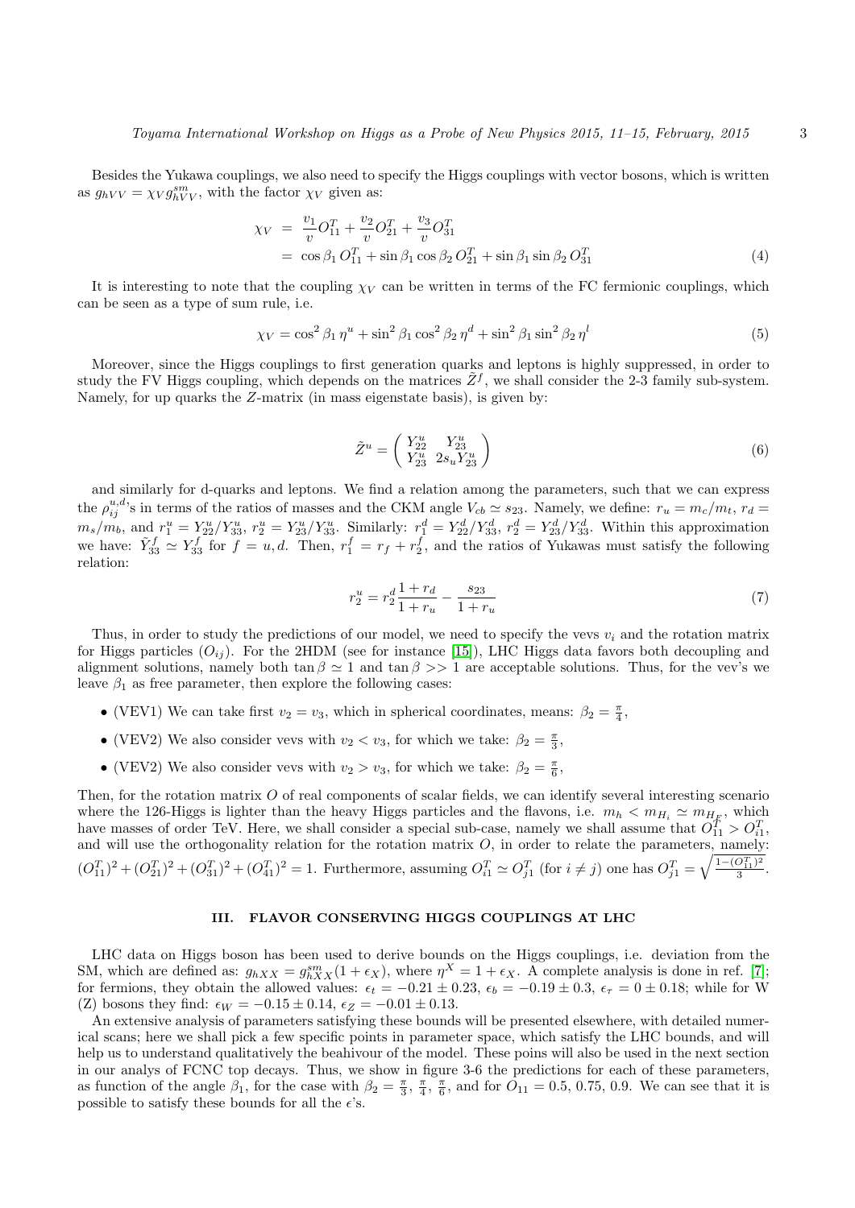Besides the Yukawa couplings, we also need to specify the Higgs couplings with vector bosons, which is written as $g_{hVV} = \chi_V g^{sm}_{hVV}$, with the factor $\chi_V$ given as:

$$
\begin{aligned}
\chi_V &= \frac{v_1}{v} O^T_{11} + \frac{v_2}{v} O^T_{21} + \frac{v_3}{v} O^T_{31} \\
&= \cos\beta_1\, O^T_{11} + \sin\beta_1 \cos\beta_2\, O^T_{21} + \sin\beta_1 \sin\beta_2\, O^T_{31}
\end{aligned}
\tag{4}
$$

It is interesting to note that the coupling $\chi_V$ can be written in terms of the FC fermionic couplings, which can be seen as a type of sum rule, i.e.

$$
\chi_V = \cos^2\beta_1\, \eta^u + \sin^2\beta_1 \cos^2\beta_2\, \eta^d + \sin^2\beta_1 \sin^2\beta_2\, \eta^l \tag{5}
$$

Moreover, since the Higgs couplings to first generation quarks and leptons is highly suppressed, in order to study the FV Higgs coupling, which depends on the matrices $\tilde{Z}^f$, we shall consider the 2-3 family sub-system. Namely, for up quarks the $Z$-matrix (in mass eigenstate basis), is given by:

$$
\tilde{Z}^u = \begin{pmatrix} Y^u_{22} & Y^u_{23} \\ Y^u_{23} & 2s_u Y^u_{23} \end{pmatrix} \tag{6}
$$

and similarly for d-quarks and leptons. We find a relation among the parameters, such that we can express the $\rho^{u,d}_{ij}$'s in terms of the ratios of masses and the CKM angle $V_{cb} \simeq s_{23}$. Namely, we define: $r_u = m_c/m_t$, $r_d = m_s/m_b$, and $r^u_1 = Y^u_{22}/Y^u_{33}$, $r^u_2 = Y^u_{23}/Y^u_{33}$. Similarly: $r^d_1 = Y^d_{22}/Y^d_{33}$, $r^d_2 = Y^d_{23}/Y^d_{33}$. Within this approximation we have: $\tilde{Y}^f_{33} \simeq Y^f_{33}$ for $f = u, d$. Then, $r^f_1 = r_f + r^f_2$, and the ratios of Yukawas must satisfy the following relation:

$$
r^u_2 = r^d_2 \frac{1 + r_d}{1 + r_u} - \frac{s_{23}}{1 + r_u} \tag{7}
$$

Thus, in order to study the predictions of our model, we need to specify the vevs $v_i$ and the rotation matrix for Higgs particles ($O_{ij}$). For the 2HDM (see for instance [15]), LHC Higgs data favors both decoupling and alignment solutions, namely both $\tan\beta \simeq 1$ and $\tan\beta >> 1$ are acceptable solutions. Thus, for the vev's we leave $\beta_1$ as free parameter, then explore the following cases:

- (VEV1) We can take first $v_2 = v_3$, which in spherical coordinates, means: $\beta_2 = \frac{\pi}{4}$,
- (VEV2) We also consider vevs with $v_2 < v_3$, for which we take: $\beta_2 = \frac{\pi}{3}$,
- (VEV2) We also consider vevs with $v_2 > v_3$, for which we take: $\beta_2 = \frac{\pi}{6}$,

Then, for the rotation matrix $O$ of real components of scalar fields, we can identify several interesting scenario where the 126-Higgs is lighter than the heavy Higgs particles and the flavons, i.e. $m_h < m_{H_i} \simeq m_{H_F}$, which have masses of order TeV. Here, we shall consider a special sub-case, namely we shall assume that $O^T_{11} > O^T_{i1}$, and will use the orthogonality relation for the rotation matrix $O$, in order to relate the parameters, namely: $(O^T_{11})^2 + (O^T_{21})^2 + (O^T_{31})^2 + (O^T_{41})^2 = 1$. Furthermore, assuming $O^T_{i1} \simeq O^T_{j1}$ (for $i \neq j$) one has $O^T_{j1} = \sqrt{\frac{1-(O^T_{11})^2}{3}}$.

## III. FLAVOR CONSERVING HIGGS COUPLINGS AT LHC

LHC data on Higgs boson has been used to derive bounds on the Higgs couplings, i.e. deviation from the SM, which are defined as: $g_{hXX} = g^{sm}_{hXX}(1 + \epsilon_X)$, where $\eta^X = 1 + \epsilon_X$. A complete analysis is done in ref. [7]; for fermions, they obtain the allowed values: $\epsilon_t = -0.21 \pm 0.23$, $\epsilon_b = -0.19 \pm 0.3$, $\epsilon_\tau = 0 \pm 0.18$; while for W (Z) bosons they find: $\epsilon_W = -0.15 \pm 0.14$, $\epsilon_Z = -0.01 \pm 0.13$.

An extensive analysis of parameters satisfying these bounds will be presented elsewhere, with detailed numerical scans; here we shall pick a few specific points in parameter space, which satisfy the LHC bounds, and will help us to understand qualitatively the beahivour of the model. These poins will also be used in the next section in our analys of FCNC top decays. Thus, we show in figure 3-6 the predictions for each of these parameters, as function of the angle $\beta_1$, for the case with $\beta_2 = \frac{\pi}{3}, \frac{\pi}{4}, \frac{\pi}{6}$, and for $O_{11} = 0.5$, 0.75, 0.9. We can see that it is possible to satisfy these bounds for all the $\epsilon$'s.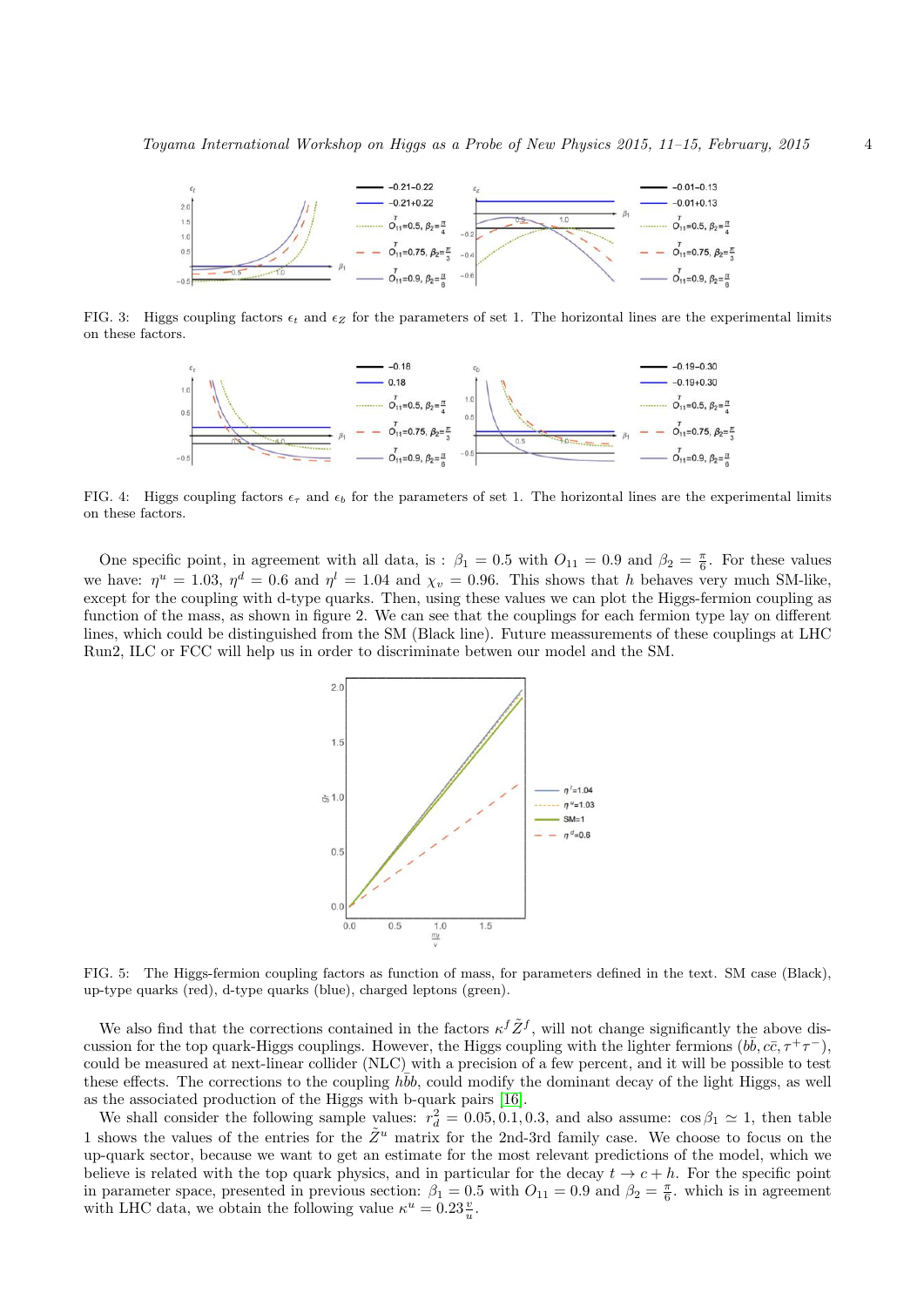FIG. 3: Higgs coupling factors $\epsilon_t$ and $\epsilon_Z$ for the parameters of set 1. The horizontal lines are the experimental limits on these factors.

FIG. 4: Higgs coupling factors $\epsilon_\tau$ and $\epsilon_b$ for the parameters of set 1. The horizontal lines are the experimental limits on these factors.

One specific point, in agreement with all data, is : $\beta_1 = 0.5$ with $O_{11} = 0.9$ and $\beta_2 = \frac{\pi}{6}$. For these values we have: $\eta^u = 1.03$, $\eta^d = 0.6$ and $\eta^l = 1.04$ and $\chi_v = 0.96$. This shows that $h$ behaves very much SM-like, except for the coupling with d-type quarks. Then, using these values we can plot the Higgs-fermion coupling as function of the mass, as shown in figure 2. We can see that the couplings for each fermion type lay on different lines, which could be distinguished from the SM (Black line). Future meassurements of these couplings at LHC Run2, ILC or FCC will help us in order to discriminate betwen our model and the SM.

FIG. 5: The Higgs-fermion coupling factors as function of mass, for parameters defined in the text. SM case (Black), up-type quarks (red), d-type quarks (blue), charged leptons (green).

We also find that the corrections contained in the factors $\kappa^f \tilde{Z}^f$, will not change significantly the above discussion for the top quark-Higgs couplings. However, the Higgs coupling with the lighter fermions ($b\bar{b}, c\bar{c}, \tau^+\tau^-$), could be measured at next-linear collider (NLC) with a precision of a few percent, and it will be possible to test these effects. The corrections to the coupling $hb\bar{b}$, could modify the dominant decay of the light Higgs, as well as the associated production of the Higgs with b-quark pairs [16].

We shall consider the following sample values: $r_d^2 = 0.05, 0.1, 0.3$, and also assume: $\cos\beta_1 \simeq 1$, then table 1 shows the values of the entries for the $\tilde{Z}^u$ matrix for the 2nd-3rd family case. We choose to focus on the up-quark sector, because we want to get an estimate for the most relevant predictions of the model, which we believe is related with the top quark physics, and in particular for the decay $t \to c + h$. For the specific point in parameter space, presented in previous section: $\beta_1 = 0.5$ with $O_{11} = 0.9$ and $\beta_2 = \frac{\pi}{6}$. which is in agreement with LHC data, we obtain the following value $\kappa^u = 0.23\frac{v}{u}$.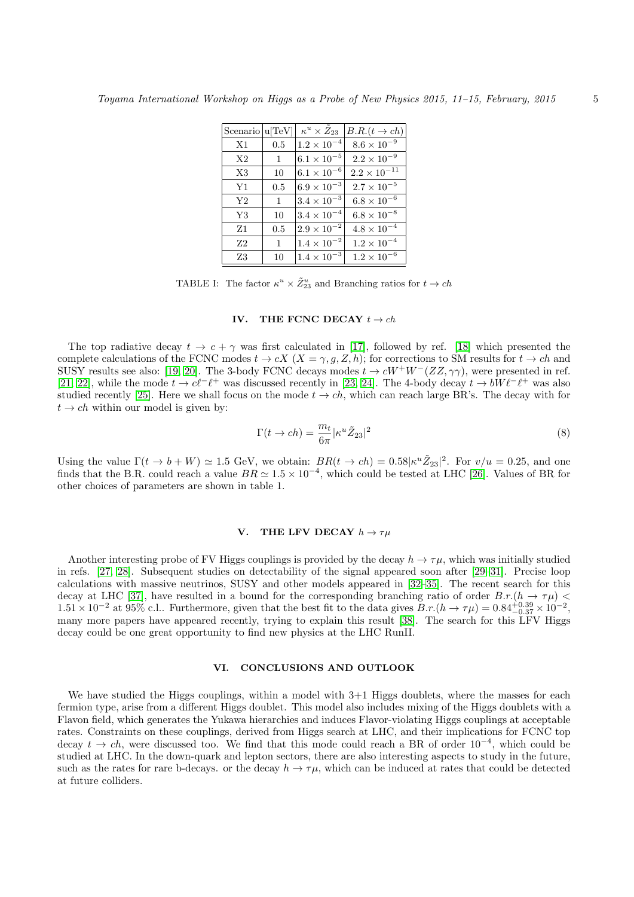| Scenario | u[TeV] | $\kappa^u \times \tilde{Z}_{23}$ | $B.R.(t \to ch)$ |
|---|---|---|---|
| X1 | 0.5 | $1.2 \times 10^{-4}$ | $8.6 \times 10^{-9}$ |
| X2 | 1 | $6.1 \times 10^{-5}$ | $2.2 \times 10^{-9}$ |
| X3 | 10 | $6.1 \times 10^{-6}$ | $2.2 \times 10^{-11}$ |
| Y1 | 0.5 | $6.9 \times 10^{-3}$ | $2.7 \times 10^{-5}$ |
| Y2 | 1 | $3.4 \times 10^{-3}$ | $6.8 \times 10^{-6}$ |
| Y3 | 10 | $3.4 \times 10^{-4}$ | $6.8 \times 10^{-8}$ |
| Z1 | 0.5 | $2.9 \times 10^{-2}$ | $4.8 \times 10^{-4}$ |
| Z2 | 1 | $1.4 \times 10^{-2}$ | $1.2 \times 10^{-4}$ |
| Z3 | 10 | $1.4 \times 10^{-3}$ | $1.2 \times 10^{-6}$ |

TABLE I: The factor $\kappa^u \times \tilde{Z}^u_{23}$ and Branching ratios for $t \to ch$

## IV. THE FCNC DECAY $t \to ch$

The top radiative decay $t \to c + \gamma$ was first calculated in [17], followed by ref. [18] which presented the complete calculations of the FCNC modes $t \to cX$ ($X = \gamma, g, Z, h$); for corrections to SM results for $t \to ch$ and SUSY results see also: [19, 20]. The 3-body FCNC decays modes $t \to cW^+W^-(ZZ, \gamma\gamma)$, were presented in ref. [21, 22], while the mode $t \to c\ell^-\ell^+$ was discussed recently in [23, 24]. The 4-body decay $t \to bW\ell^-\ell^+$ was also studied recently [25]. Here we shall focus on the mode $t \to ch$, which can reach large BR's. The decay with for $t \to ch$ within our model is given by:

$$\Gamma(t \to ch) = \frac{m_t}{6\pi}|\kappa^u \tilde{Z}_{23}|^2 \tag{8}$$

Using the value $\Gamma(t \to b + W) \simeq 1.5$ GeV, we obtain: $BR(t \to ch) = 0.58|\kappa^u \tilde{Z}_{23}|^2$. For $v/u = 0.25$, and one finds that the B.R. could reach a value $BR \simeq 1.5 \times 10^{-4}$, which could be tested at LHC [26]. Values of BR for other choices of parameters are shown in table 1.

## V. THE LFV DECAY $h \to \tau\mu$

Another interesting probe of FV Higgs couplings is provided by the decay $h \to \tau\mu$, which was initially studied in refs. [27, 28]. Subsequent studies on detectability of the signal appeared soon after [29–31]. Precise loop calculations with massive neutrinos, SUSY and other models appeared in [32–35]. The recent search for this decay at LHC [37], have resulted in a bound for the corresponding branching ratio of order $B.r.(h \to \tau\mu) < 1.51 \times 10^{-2}$ at 95% c.l.. Furthermore, given that the best fit to the data gives $B.r.(h \to \tau\mu) = 0.84^{+0.39}_{-0.37} \times 10^{-2}$, many more papers have appeared recently, trying to explain this result [38]. The search for this LFV Higgs decay could be one great opportunity to find new physics at the LHC RunII.

## VI. CONCLUSIONS AND OUTLOOK

We have studied the Higgs couplings, within a model with 3+1 Higgs doublets, where the masses for each fermion type, arise from a different Higgs doublet. This model also includes mixing of the Higgs doublets with a Flavon field, which generates the Yukawa hierarchies and induces Flavor-violating Higgs couplings at acceptable rates. Constraints on these couplings, derived from Higgs search at LHC, and their implications for FCNC top decay $t \to ch$, were discussed too. We find that this mode could reach a BR of order $10^{-4}$, which could be studied at LHC. In the down-quark and lepton sectors, there are also interesting aspects to study in the future, such as the rates for rare b-decays. or the decay $h \to \tau\mu$, which can be induced at rates that could be detected at future colliders.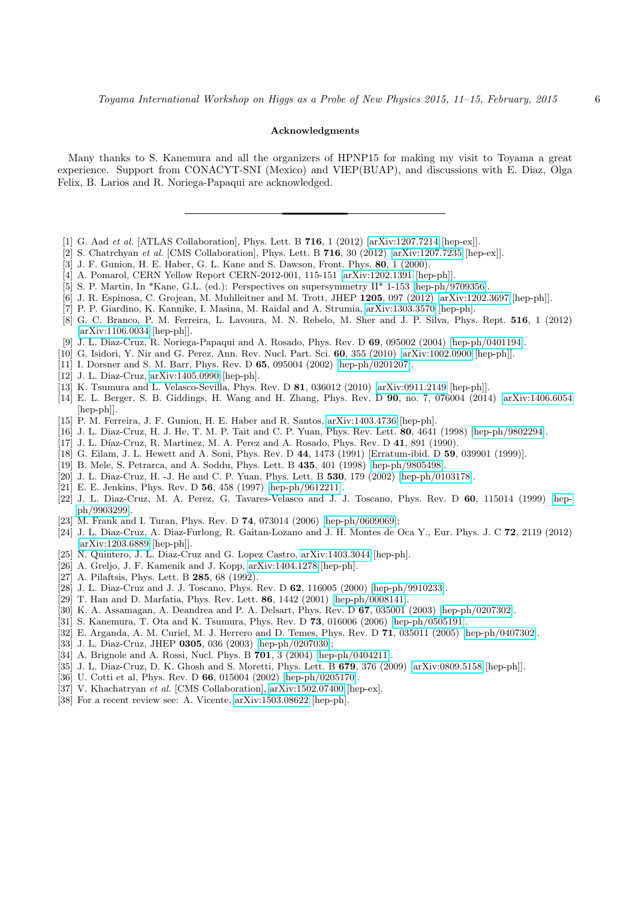### Acknowledgments

Many thanks to S. Kanemura and all the organizers of HPNP15 for making my visit to Toyama a great experience. Support from CONACYT-SNI (Mexico) and VIEP(BUAP), and discussions with E. Diaz, Olga Felix, B. Larios and R. Noriega-Papaqui are acknowledged.

---

[1] G. Aad *et al.* [ATLAS Collaboration], Phys. Lett. B **716**, 1 (2012) [arXiv:1207.7214 [hep-ex]].

[2] S. Chatrchyan *et al.* [CMS Collaboration], Phys. Lett. B **716**, 30 (2012) [arXiv:1207.7235 [hep-ex]].

[3] J. F. Gunion, H. E. Haber, G. L. Kane and S. Dawson, Front. Phys. **80**, 1 (2000).

[4] A. Pomarol, CERN Yellow Report CERN-2012-001, 115-151 [arXiv:1202.1391 [hep-ph]].

[5] S. P. Martin, In *Kane, G.L. (ed.): Perspectives on supersymmetry II* 1-153 [hep-ph/9709356].

[6] J. R. Espinosa, C. Grojean, M. Muhlleitner and M. Trott, JHEP **1205**, 097 (2012) [arXiv:1202.3697 [hep-ph]].

[7] P. P. Giardino, K. Kannike, I. Masina, M. Raidal and A. Strumia, arXiv:1303.3570 [hep-ph].

[8] G. C. Branco, P. M. Ferreira, L. Lavoura, M. N. Rebelo, M. Sher and J. P. Silva, Phys. Rept. **516**, 1 (2012) [arXiv:1106.0034 [hep-ph]].

[9] J. L. Diaz-Cruz, R. Noriega-Papaqui and A. Rosado, Phys. Rev. D **69**, 095002 (2004) [hep-ph/0401194].

[10] G. Isidori, Y. Nir and G. Perez, Ann. Rev. Nucl. Part. Sci. **60**, 355 (2010) [arXiv:1002.0900 [hep-ph]].

[11] I. Dorsner and S. M. Barr, Phys. Rev. D **65**, 095004 (2002) [hep-ph/0201207].

[12] J. L. Diaz-Cruz, arXiv:1405.0990 [hep-ph].

[13] K. Tsumura and L. Velasco-Sevilla, Phys. Rev. D **81**, 036012 (2010) [arXiv:0911.2149 [hep-ph]].

[14] E. L. Berger, S. B. Giddings, H. Wang and H. Zhang, Phys. Rev. D **90**, no. 7, 076004 (2014) [arXiv:1406.6054 [hep-ph]].

[15] P. M. Ferreira, J. F. Gunion, H. E. Haber and R. Santos, arXiv:1403.4736 [hep-ph].

[16] J. L. Diaz-Cruz, H. J. He, T. M. P. Tait and C. P. Yuan, Phys. Rev. Lett. **80**, 4641 (1998) [hep-ph/9802294].

[17] J. L. Díaz-Cruz, R. Martinez, M. A. Perez and A. Rosado, Phys. Rev. D **41**, 891 (1990).

[18] G. Eilam, J. L. Hewett and A. Soni, Phys. Rev. D **44**, 1473 (1991) [Erratum-ibid. D **59**, 039901 (1999)].

[19] B. Mele, S. Petrarca, and A. Soddu, Phys. Lett. B **435**, 401 (1998) [hep-ph/9805498].

[20] J. L. Diaz-Cruz, H. -J. He and C. P. Yuan, Phys. Lett. B **530**, 179 (2002) [hep-ph/0103178].

[21] E. E. Jenkins, Phys. Rev. D **56**, 458 (1997) [hep-ph/9612211].

[22] J. L. Diaz-Cruz, M. A. Perez, G. Tavares-Velasco and J. J. Toscano, Phys. Rev. D **60**, 115014 (1999) [hep-ph/9903299].

[23] M. Frank and I. Turan, Phys. Rev. D **74**, 073014 (2006) [hep-ph/0609069];

[24] J. L. Diaz-Cruz, A. Diaz-Furlong, R. Gaitan-Lozano and J. H. Montes de Oca Y., Eur. Phys. J. C **72**, 2119 (2012) [arXiv:1203.6889 [hep-ph]].

[25] N. Quintero, J. L. Diaz-Cruz and G. Lopez Castro, arXiv:1403.3044 [hep-ph].

[26] A. Greljo, J. F. Kamenik and J. Kopp, arXiv:1404.1278 [hep-ph].

[27] A. Pilaftsis, Phys. Lett. B **285**, 68 (1992).

[28] J. L. Diaz-Cruz and J. J. Toscano, Phys. Rev. D **62**, 116005 (2000) [hep-ph/9910233].

[29] T. Han and D. Marfatia, Phys. Rev. Lett. **86**, 1442 (2001) [hep-ph/0008141].

[30] K. A. Assamagan, A. Deandrea and P. A. Delsart, Phys. Rev. D **67**, 035001 (2003) [hep-ph/0207302].

[31] S. Kanemura, T. Ota and K. Tsumura, Phys. Rev. D **73**, 016006 (2006) [hep-ph/0505191].

[32] E. Arganda, A. M. Curiel, M. J. Herrero and D. Temes, Phys. Rev. D **71**, 035011 (2005) [hep-ph/0407302].

[33] J. L. Diaz-Cruz, JHEP **0305**, 036 (2003) [hep-ph/0207030];

[34] A. Brignole and A. Rossi, Nucl. Phys. B **701**, 3 (2004) [hep-ph/0404211].

[35] J. L. Diaz-Cruz, D. K. Ghosh and S. Moretti, Phys. Lett. B **679**, 376 (2009) [arXiv:0809.5158 [hep-ph]].

[36] U. Cotti et al, Phys. Rev. D **66**, 015004 (2002) [hep-ph/0205170].

[37] V. Khachatryan *et al.* [CMS Collaboration], arXiv:1502.07400 [hep-ex].

[38] For a recent review see: A. Vicente, arXiv:1503.08622 [hep-ph].